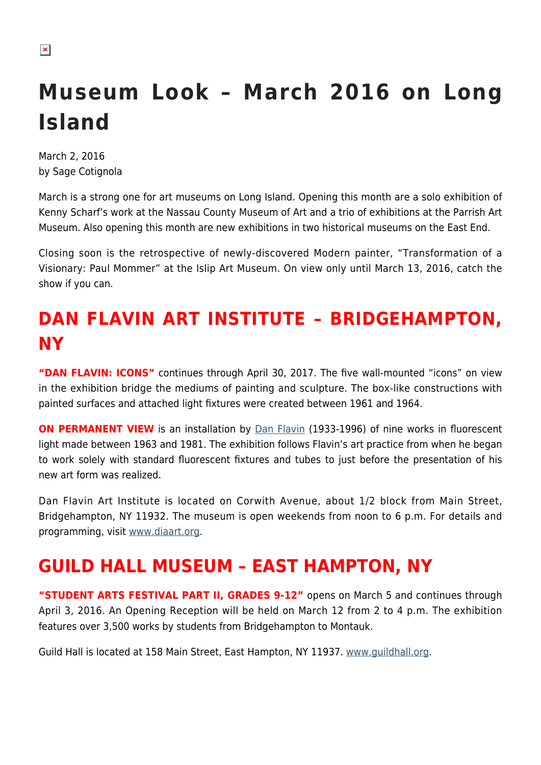# Museum Look – March 2016 on Long Island

March 2, 2016
by Sage Cotignola

March is a strong one for art museums on Long Island. Opening this month are a solo exhibition of Kenny Scharf's work at the Nassau County Museum of Art and a trio of exhibitions at the Parrish Art Museum. Also opening this month are new exhibitions in two historical museums on the East End.

Closing soon is the retrospective of newly-discovered Modern painter, "Transformation of a Visionary: Paul Mommer" at the Islip Art Museum. On view only until March 13, 2016, catch the show if you can.

## DAN FLAVIN ART INSTITUTE – BRIDGEHAMPTON, NY

**"DAN FLAVIN: ICONS"** continues through April 30, 2017. The five wall-mounted "icons" on view in the exhibition bridge the mediums of painting and sculpture. The box-like constructions with painted surfaces and attached light fixtures were created between 1961 and 1964.

**ON PERMANENT VIEW** is an installation by Dan Flavin (1933-1996) of nine works in fluorescent light made between 1963 and 1981. The exhibition follows Flavin's art practice from when he began to work solely with standard fluorescent fixtures and tubes to just before the presentation of his new art form was realized.

Dan Flavin Art Institute is located on Corwith Avenue, about 1/2 block from Main Street, Bridgehampton, NY 11932. The museum is open weekends from noon to 6 p.m. For details and programming, visit www.diaart.org.

## GUILD HALL MUSEUM – EAST HAMPTON, NY

**"STUDENT ARTS FESTIVAL PART II, GRADES 9-12"** opens on March 5 and continues through April 3, 2016. An Opening Reception will be held on March 12 from 2 to 4 p.m. The exhibition features over 3,500 works by students from Bridgehampton to Montauk.

Guild Hall is located at 158 Main Street, East Hampton, NY 11937. www.guildhall.org.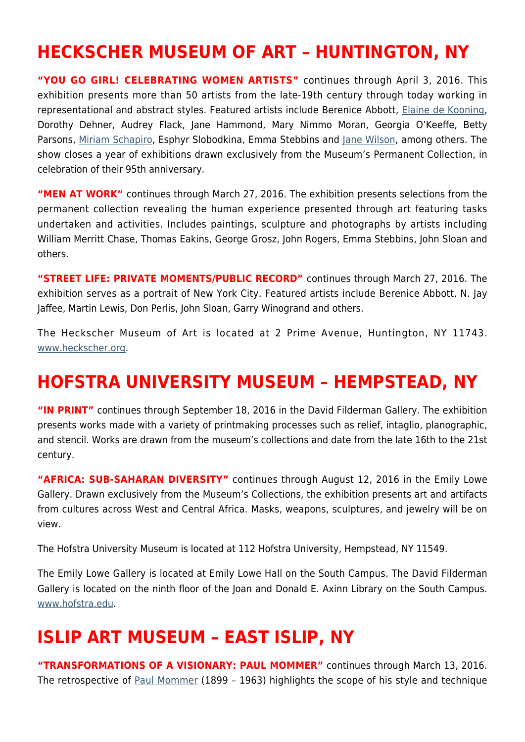## HECKSCHER MUSEUM OF ART – HUNTINGTON, NY

**"YOU GO GIRL! CELEBRATING WOMEN ARTISTS"** continues through April 3, 2016. This exhibition presents more than 50 artists from the late-19th century through today working in representational and abstract styles. Featured artists include Berenice Abbott, Elaine de Kooning, Dorothy Dehner, Audrey Flack, Jane Hammond, Mary Nimmo Moran, Georgia O'Keeffe, Betty Parsons, Miriam Schapiro, Esphyr Slobodkina, Emma Stebbins and Jane Wilson, among others. The show closes a year of exhibitions drawn exclusively from the Museum's Permanent Collection, in celebration of their 95th anniversary.

**"MEN AT WORK"** continues through March 27, 2016. The exhibition presents selections from the permanent collection revealing the human experience presented through art featuring tasks undertaken and activities. Includes paintings, sculpture and photographs by artists including William Merritt Chase, Thomas Eakins, George Grosz, John Rogers, Emma Stebbins, John Sloan and others.

**"STREET LIFE: PRIVATE MOMENTS/PUBLIC RECORD"** continues through March 27, 2016. The exhibition serves as a portrait of New York City. Featured artists include Berenice Abbott, N. Jay Jaffee, Martin Lewis, Don Perlis, John Sloan, Garry Winogrand and others.

The Heckscher Museum of Art is located at 2 Prime Avenue, Huntington, NY 11743. www.heckscher.org.

## HOFSTRA UNIVERSITY MUSEUM – HEMPSTEAD, NY

**"IN PRINT"** continues through September 18, 2016 in the David Filderman Gallery. The exhibition presents works made with a variety of printmaking processes such as relief, intaglio, planographic, and stencil. Works are drawn from the museum's collections and date from the late 16th to the 21st century.

**"AFRICA: SUB-SAHARAN DIVERSITY"** continues through August 12, 2016 in the Emily Lowe Gallery. Drawn exclusively from the Museum's Collections, the exhibition presents art and artifacts from cultures across West and Central Africa. Masks, weapons, sculptures, and jewelry will be on view.

The Hofstra University Museum is located at 112 Hofstra University, Hempstead, NY 11549.

The Emily Lowe Gallery is located at Emily Lowe Hall on the South Campus. The David Filderman Gallery is located on the ninth floor of the Joan and Donald E. Axinn Library on the South Campus. www.hofstra.edu.

## ISLIP ART MUSEUM – EAST ISLIP, NY

**"TRANSFORMATIONS OF A VISIONARY: PAUL MOMMER"** continues through March 13, 2016. The retrospective of Paul Mommer (1899 – 1963) highlights the scope of his style and technique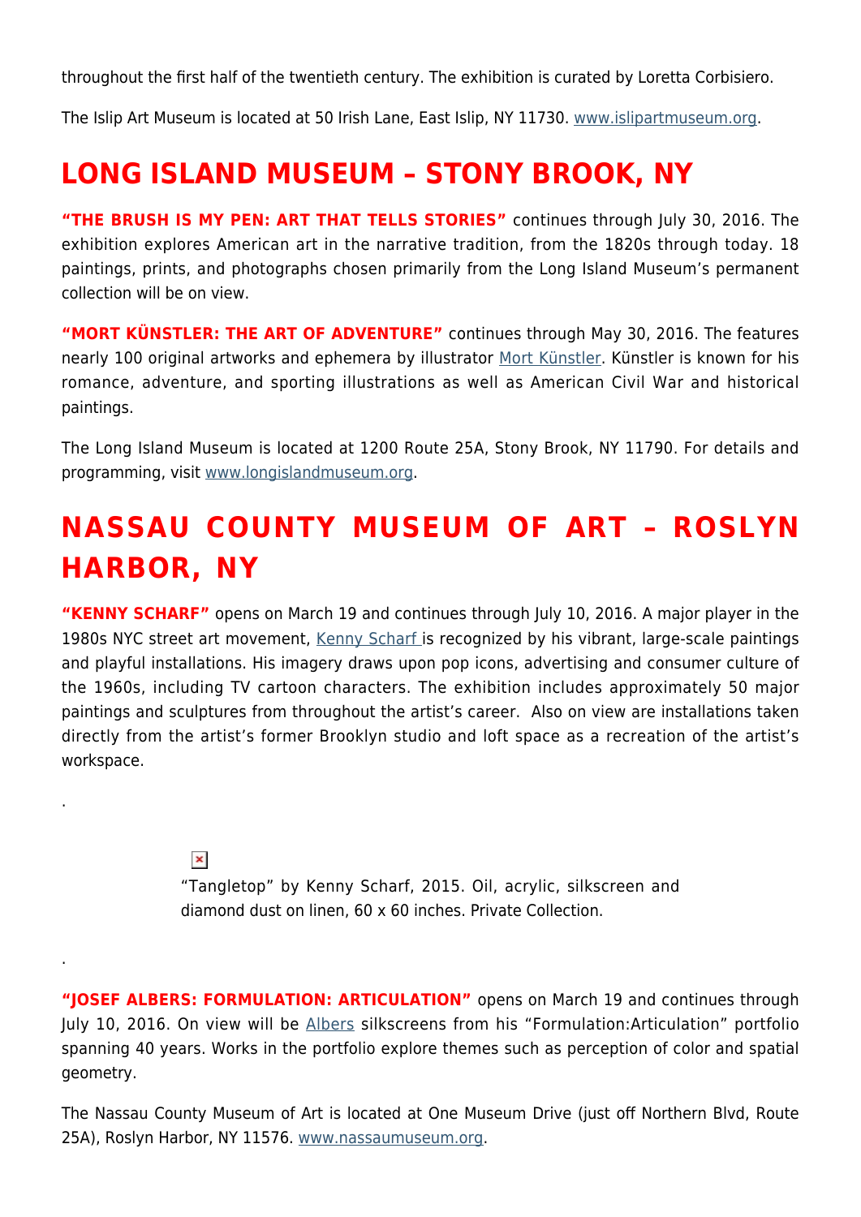throughout the first half of the twentieth century. The exhibition is curated by Loretta Corbisiero.

The Islip Art Museum is located at 50 Irish Lane, East Islip, NY 11730. www.islipartmuseum.org.

# LONG ISLAND MUSEUM – STONY BROOK, NY

**"THE BRUSH IS MY PEN: ART THAT TELLS STORIES"** continues through July 30, 2016. The exhibition explores American art in the narrative tradition, from the 1820s through today. 18 paintings, prints, and photographs chosen primarily from the Long Island Museum's permanent collection will be on view.

**"MORT KÜNSTLER: THE ART OF ADVENTURE"** continues through May 30, 2016. The features nearly 100 original artworks and ephemera by illustrator Mort Künstler. Künstler is known for his romance, adventure, and sporting illustrations as well as American Civil War and historical paintings.

The Long Island Museum is located at 1200 Route 25A, Stony Brook, NY 11790. For details and programming, visit www.longislandmuseum.org.

# NASSAU COUNTY MUSEUM OF ART – ROSLYN HARBOR, NY

**"KENNY SCHARF"** opens on March 19 and continues through July 10, 2016. A major player in the 1980s NYC street art movement, Kenny Scharf is recognized by his vibrant, large-scale paintings and playful installations. His imagery draws upon pop icons, advertising and consumer culture of the 1960s, including TV cartoon characters. The exhibition includes approximately 50 major paintings and sculptures from throughout the artist's career. Also on view are installations taken directly from the artist's former Brooklyn studio and loft space as a recreation of the artist's workspace.

.

"Tangletop" by Kenny Scharf, 2015. Oil, acrylic, silkscreen and diamond dust on linen, 60 x 60 inches. Private Collection.

.

**"JOSEF ALBERS: FORMULATION: ARTICULATION"** opens on March 19 and continues through July 10, 2016. On view will be Albers silkscreens from his "Formulation:Articulation" portfolio spanning 40 years. Works in the portfolio explore themes such as perception of color and spatial geometry.

The Nassau County Museum of Art is located at One Museum Drive (just off Northern Blvd, Route 25A), Roslyn Harbor, NY 11576. www.nassaumuseum.org.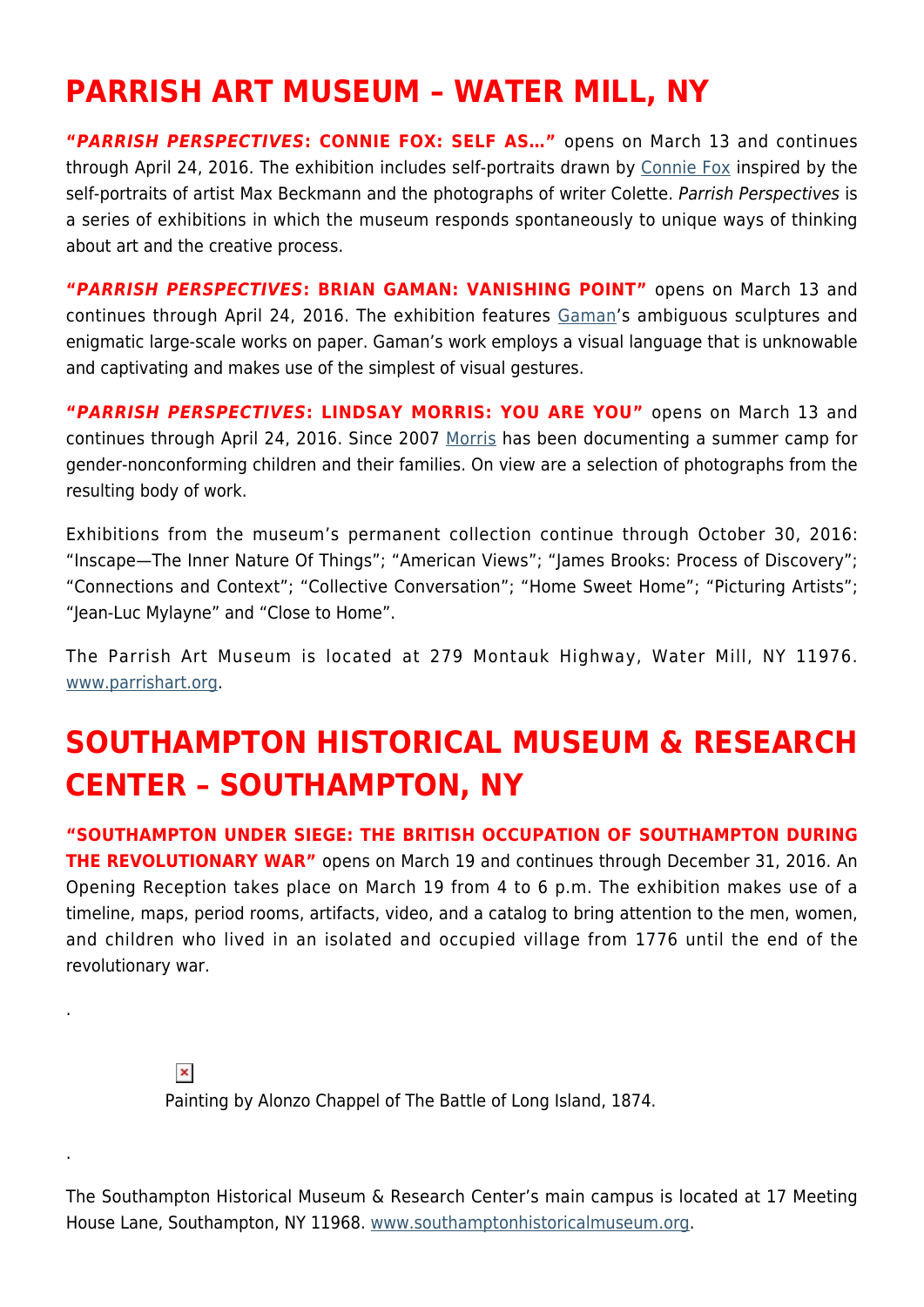# PARRISH ART MUSEUM – WATER MILL, NY

**"*PARRISH PERSPECTIVES*: CONNIE FOX: SELF AS…"** opens on March 13 and continues through April 24, 2016. The exhibition includes self-portraits drawn by Connie Fox inspired by the self-portraits of artist Max Beckmann and the photographs of writer Colette. *Parrish Perspectives* is a series of exhibitions in which the museum responds spontaneously to unique ways of thinking about art and the creative process.

**"*PARRISH PERSPECTIVES*: BRIAN GAMAN: VANISHING POINT"** opens on March 13 and continues through April 24, 2016. The exhibition features Gaman's ambiguous sculptures and enigmatic large-scale works on paper. Gaman's work employs a visual language that is unknowable and captivating and makes use of the simplest of visual gestures.

**"*PARRISH PERSPECTIVES*: LINDSAY MORRIS: YOU ARE YOU"** opens on March 13 and continues through April 24, 2016. Since 2007 Morris has been documenting a summer camp for gender-nonconforming children and their families. On view are a selection of photographs from the resulting body of work.

Exhibitions from the museum's permanent collection continue through October 30, 2016: "Inscape—The Inner Nature Of Things"; "American Views"; "James Brooks: Process of Discovery"; "Connections and Context"; "Collective Conversation"; "Home Sweet Home"; "Picturing Artists"; "Jean-Luc Mylayne" and "Close to Home".

The Parrish Art Museum is located at 279 Montauk Highway, Water Mill, NY 11976. www.parrishart.org.

# SOUTHAMPTON HISTORICAL MUSEUM & RESEARCH CENTER – SOUTHAMPTON, NY

**"SOUTHAMPTON UNDER SIEGE: THE BRITISH OCCUPATION OF SOUTHAMPTON DURING THE REVOLUTIONARY WAR"** opens on March 19 and continues through December 31, 2016. An Opening Reception takes place on March 19 from 4 to 6 p.m. The exhibition makes use of a timeline, maps, period rooms, artifacts, video, and a catalog to bring attention to the men, women, and children who lived in an isolated and occupied village from 1776 until the end of the revolutionary war.

.

Painting by Alonzo Chappel of The Battle of Long Island, 1874.

.

The Southampton Historical Museum & Research Center's main campus is located at 17 Meeting House Lane, Southampton, NY 11968. www.southamptonhistoricalmuseum.org.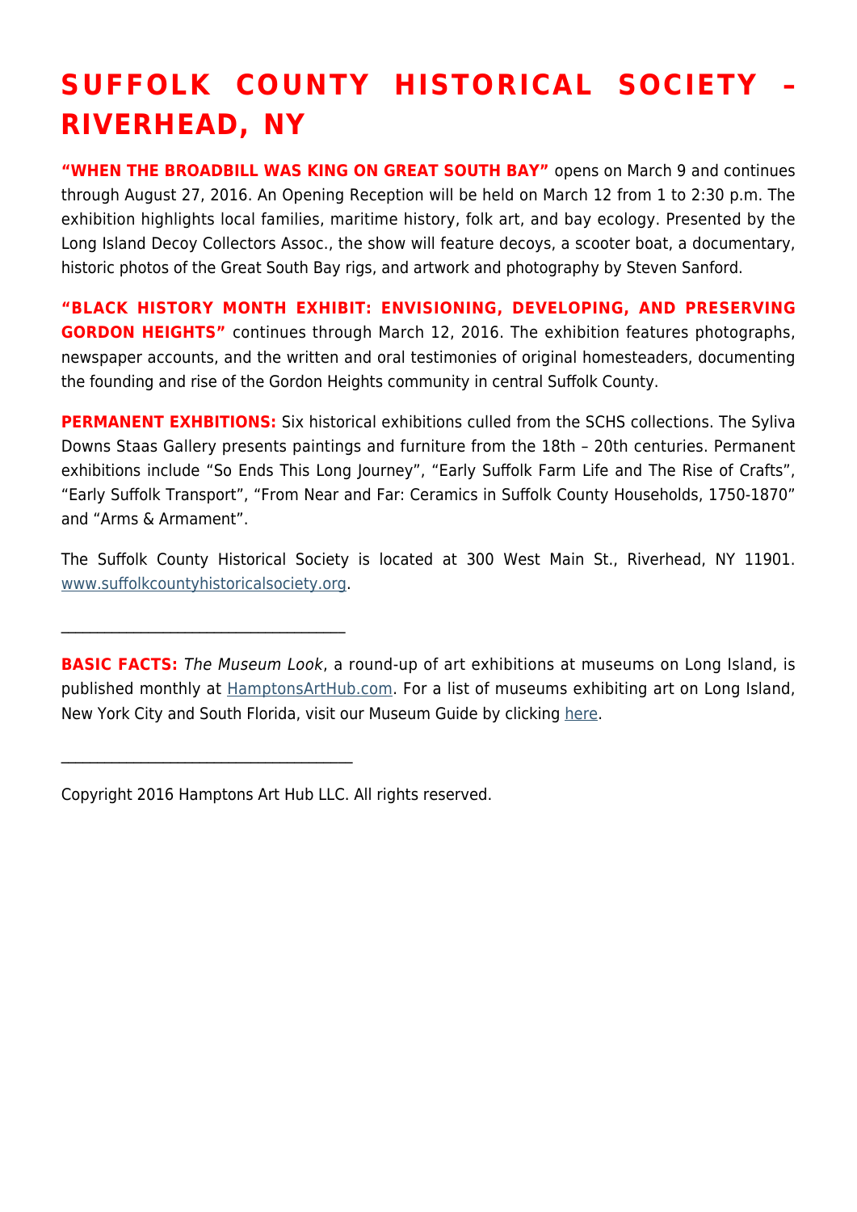# SUFFOLK COUNTY HISTORICAL SOCIETY – RIVERHEAD, NY

**"WHEN THE BROADBILL WAS KING ON GREAT SOUTH BAY"** opens on March 9 and continues through August 27, 2016. An Opening Reception will be held on March 12 from 1 to 2:30 p.m. The exhibition highlights local families, maritime history, folk art, and bay ecology. Presented by the Long Island Decoy Collectors Assoc., the show will feature decoys, a scooter boat, a documentary, historic photos of the Great South Bay rigs, and artwork and photography by Steven Sanford.

**"BLACK HISTORY MONTH EXHIBIT: ENVISIONING, DEVELOPING, AND PRESERVING GORDON HEIGHTS"** continues through March 12, 2016. The exhibition features photographs, newspaper accounts, and the written and oral testimonies of original homesteaders, documenting the founding and rise of the Gordon Heights community in central Suffolk County.

**PERMANENT EXHBITIONS:** Six historical exhibitions culled from the SCHS collections. The Syliva Downs Staas Gallery presents paintings and furniture from the 18th – 20th centuries. Permanent exhibitions include "So Ends This Long Journey", "Early Suffolk Farm Life and The Rise of Crafts", "Early Suffolk Transport", "From Near and Far: Ceramics in Suffolk County Households, 1750-1870" and "Arms & Armament".

The Suffolk County Historical Society is located at 300 West Main St., Riverhead, NY 11901. www.suffolkcountyhistoricalsociety.org.

---

**BASIC FACTS:** *The Museum Look*, a round-up of art exhibitions at museums on Long Island, is published monthly at HamptonsArtHub.com. For a list of museums exhibiting art on Long Island, New York City and South Florida, visit our Museum Guide by clicking here.

---

Copyright 2016 Hamptons Art Hub LLC. All rights reserved.